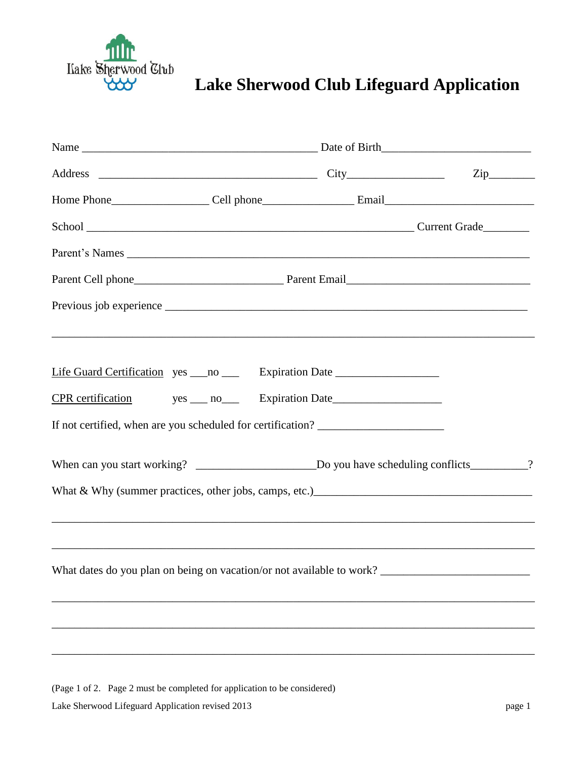# Lake Sherwood Club Lifeguard Application

Name ________________________________________ Date of Birth_________________________

Address ______________________________________ City_________________ Zip________

Home Phone_________________ Cell phone________________ Email_________________________

School _________________________________________________________ Current Grade________

Parent's Names ______________________________________________________________________

Parent Cell phone__________________________ Parent Email________________________________

Previous job experience _______________________________________________________________

_____________________________________________________________________________________

Life Guard Certification yes ___no ___ Expiration Date __________________

CPR certification yes ___ no___ Expiration Date___________________

If not certified, when are you scheduled for certification? ______________________

When can you start working? _____________________Do you have scheduling conflicts__________?

What & Why (summer practices, other jobs, camps, etc.)______________________________________

_____________________________________________________________________________________

_____________________________________________________________________________________

What dates do you plan on being on vacation/or not available to work? __________________________

_____________________________________________________________________________________

_____________________________________________________________________________________

_____________________________________________________________________________________

(Page 1 of 2. Page 2 must be completed for application to be considered)

Lake Sherwood Lifeguard Application revised 2013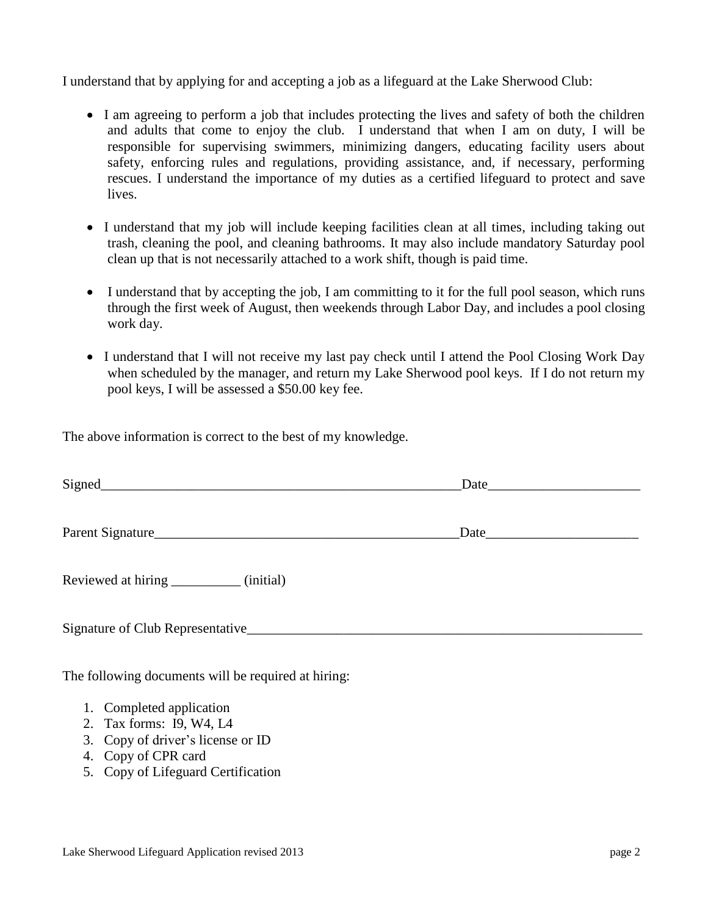I understand that by applying for and accepting a job as a lifeguard at the Lake Sherwood Club:

- I am agreeing to perform a job that includes protecting the lives and safety of both the children and adults that come to enjoy the club. I understand that when I am on duty, I will be responsible for supervising swimmers, minimizing dangers, educating facility users about safety, enforcing rules and regulations, providing assistance, and, if necessary, performing rescues. I understand the importance of my duties as a certified lifeguard to protect and save lives.

- I understand that my job will include keeping facilities clean at all times, including taking out trash, cleaning the pool, and cleaning bathrooms. It may also include mandatory Saturday pool clean up that is not necessarily attached to a work shift, though is paid time.

- I understand that by accepting the job, I am committing to it for the full pool season, which runs through the first week of August, then weekends through Labor Day, and includes a pool closing work day.

- I understand that I will not receive my last pay check until I attend the Pool Closing Work Day when scheduled by the manager, and return my Lake Sherwood pool keys. If I do not return my pool keys, I will be assessed a $50.00 key fee.

The above information is correct to the best of my knowledge.

Signed_______________________________________________________Date______________________

Parent Signature______________________________________________Date______________________

Reviewed at hiring __________ (initial)

Signature of Club Representative_____________________________________________________________

The following documents will be required at hiring:

1. Completed application
2. Tax forms: I9, W4, L4
3. Copy of driver's license or ID
4. Copy of CPR card
5. Copy of Lifeguard Certification